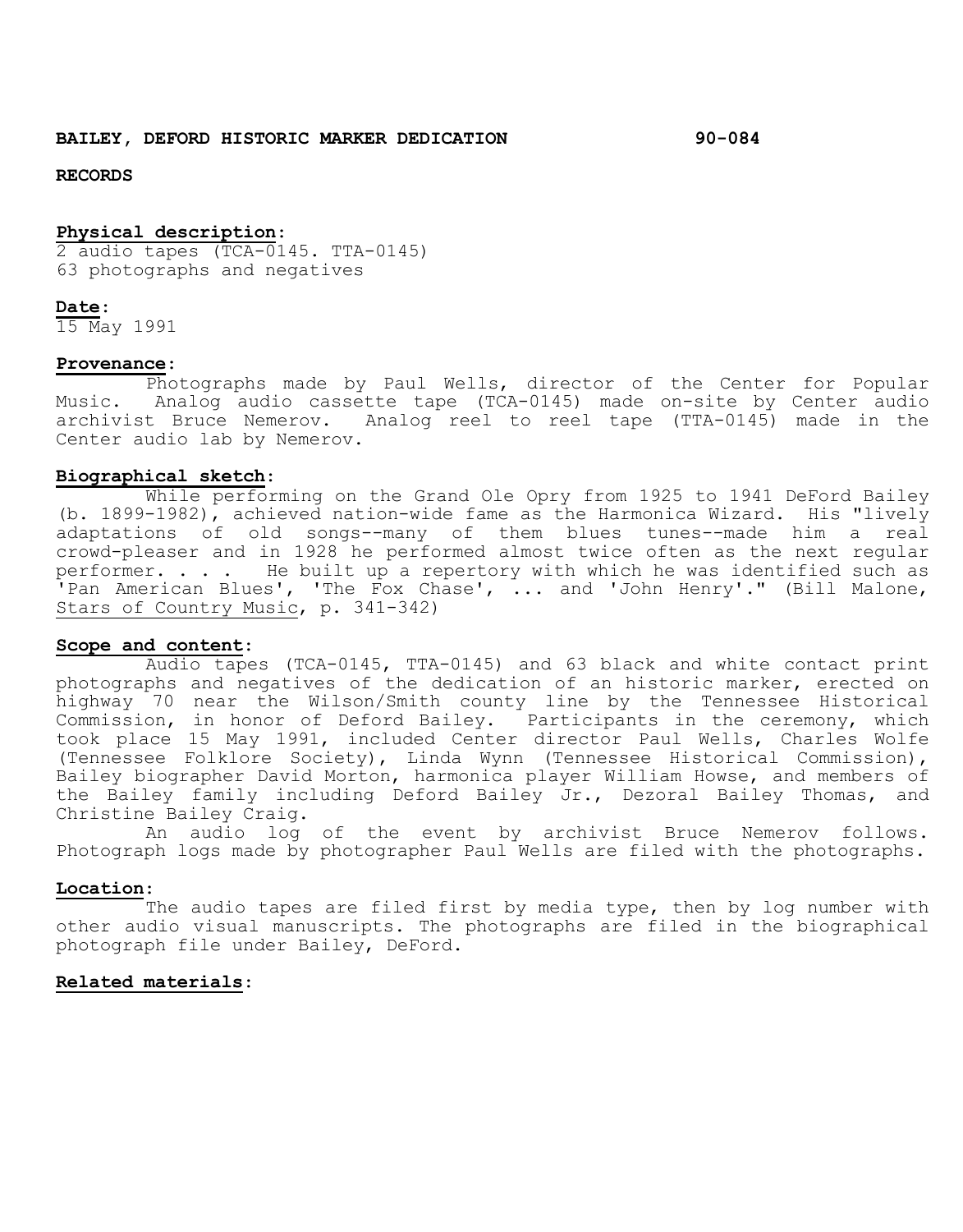**BAILEY, DEFORD HISTORIC MARKER DEDICATION** **90-084**

**RECORDS**

**Physical description:**
2 audio tapes (TCA-0145. TTA-0145)
63 photographs and negatives

**Date:**
15 May 1991

**Provenance:**

Photographs made by Paul Wells, director of the Center for Popular Music. Analog audio cassette tape (TCA-0145) made on-site by Center audio archivist Bruce Nemerov. Analog reel to reel tape (TTA-0145) made in the Center audio lab by Nemerov.

**Biographical sketch:**

While performing on the Grand Ole Opry from 1925 to 1941 DeFord Bailey (b. 1899-1982), achieved nation-wide fame as the Harmonica Wizard. His "lively adaptations of old songs--many of them blues tunes--made him a real crowd-pleaser and in 1928 he performed almost twice often as the next regular performer. . . . He built up a repertory with which he was identified such as 'Pan American Blues', 'The Fox Chase', ... and 'John Henry'." (Bill Malone, Stars of Country Music, p. 341-342)

**Scope and content:**

Audio tapes (TCA-0145, TTA-0145) and 63 black and white contact print photographs and negatives of the dedication of an historic marker, erected on highway 70 near the Wilson/Smith county line by the Tennessee Historical Commission, in honor of Deford Bailey. Participants in the ceremony, which took place 15 May 1991, included Center director Paul Wells, Charles Wolfe (Tennessee Folklore Society), Linda Wynn (Tennessee Historical Commission), Bailey biographer David Morton, harmonica player William Howse, and members of the Bailey family including Deford Bailey Jr., Dezoral Bailey Thomas, and Christine Bailey Craig.

An audio log of the event by archivist Bruce Nemerov follows. Photograph logs made by photographer Paul Wells are filed with the photographs.

**Location:**

The audio tapes are filed first by media type, then by log number with other audio visual manuscripts. The photographs are filed in the biographical photograph file under Bailey, DeFord.

**Related materials:**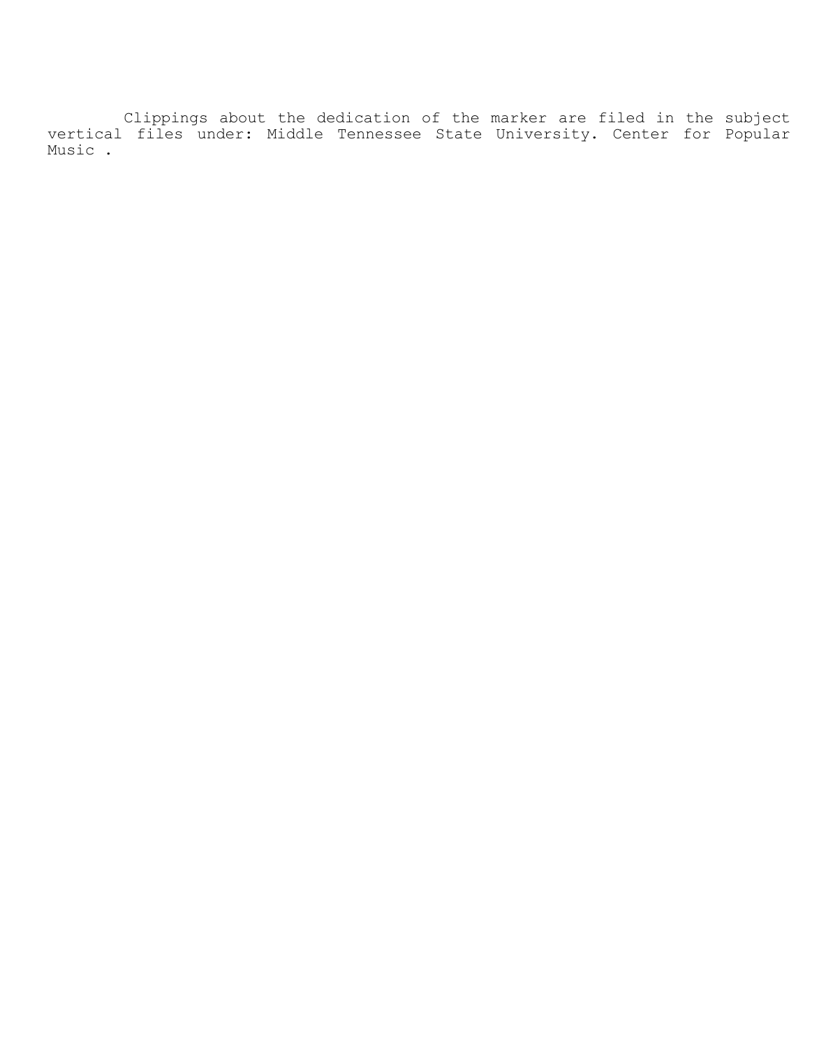Clippings about the dedication of the marker are filed in the subject vertical files under: Middle Tennessee State University. Center for Popular Music .